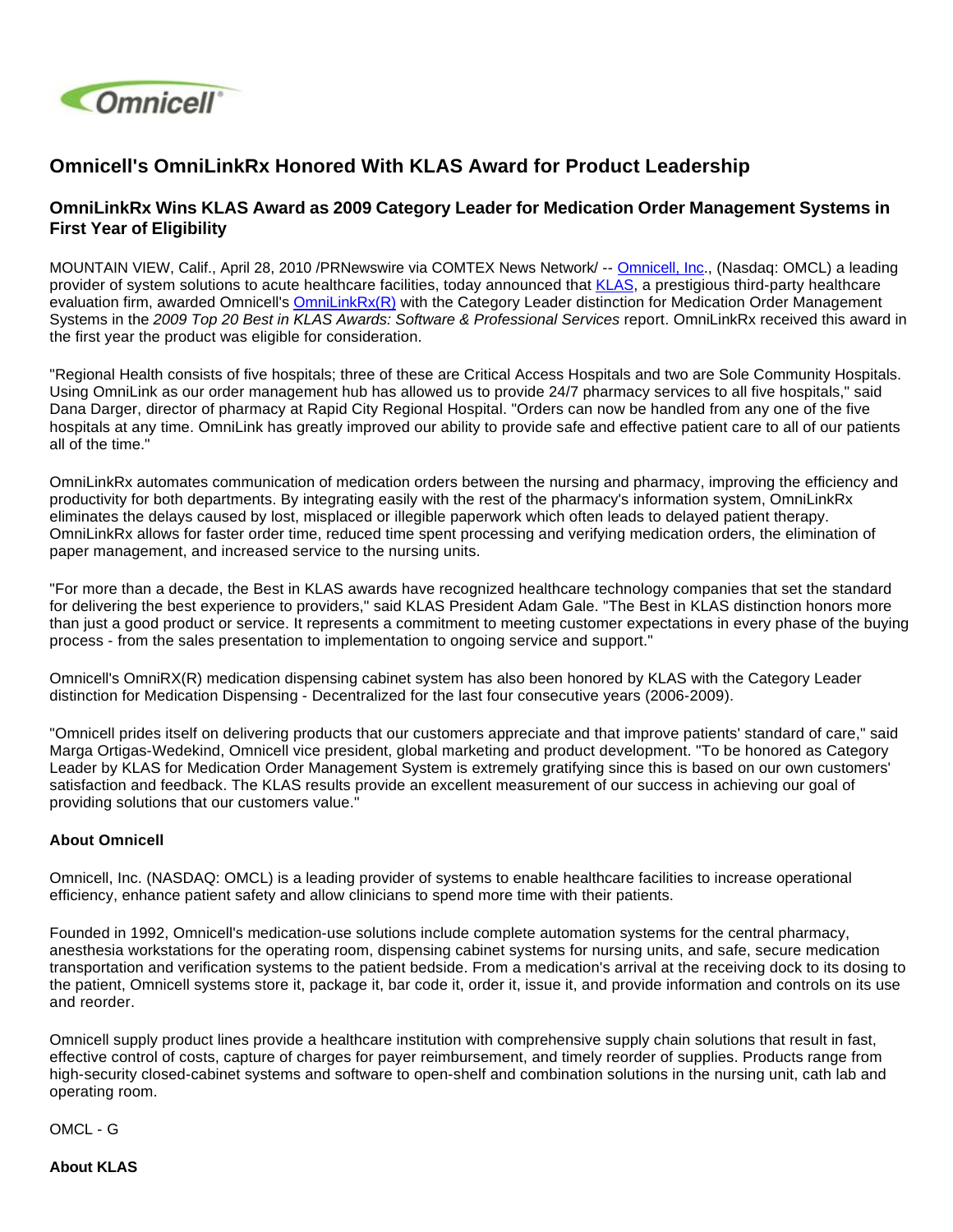# Omnicell's OmniLinkRx Honored With KLAS Award for Product Leadership

## OmniLinkRx Wins KLAS Award as 2009 Category Leader for Medication Order Management Systems in First Year of Eligibility

MOUNTAIN VIEW, Calif., April 28, 2010 /PRNewswire via COMTEX News Network/ -- Omnicell, Inc., (Nasdaq: OMCL) a leading provider of system solutions to acute healthcare facilities, today announced that KLAS, a prestigious third-party healthcare evaluation firm, awarded Omnicell's OmniLinkRx(R) with the Category Leader distinction for Medication Order Management Systems in the *2009 Top 20 Best in KLAS Awards: Software & Professional Services* report. OmniLinkRx received this award in the first year the product was eligible for consideration.

"Regional Health consists of five hospitals; three of these are Critical Access Hospitals and two are Sole Community Hospitals. Using OmniLink as our order management hub has allowed us to provide 24/7 pharmacy services to all five hospitals," said Dana Darger, director of pharmacy at Rapid City Regional Hospital. "Orders can now be handled from any one of the five hospitals at any time. OmniLink has greatly improved our ability to provide safe and effective patient care to all of our patients all of the time."

OmniLinkRx automates communication of medication orders between the nursing and pharmacy, improving the efficiency and productivity for both departments. By integrating easily with the rest of the pharmacy's information system, OmniLinkRx eliminates the delays caused by lost, misplaced or illegible paperwork which often leads to delayed patient therapy. OmniLinkRx allows for faster order time, reduced time spent processing and verifying medication orders, the elimination of paper management, and increased service to the nursing units.

"For more than a decade, the Best in KLAS awards have recognized healthcare technology companies that set the standard for delivering the best experience to providers," said KLAS President Adam Gale. "The Best in KLAS distinction honors more than just a good product or service. It represents a commitment to meeting customer expectations in every phase of the buying process - from the sales presentation to implementation to ongoing service and support."

Omnicell's OmniRX(R) medication dispensing cabinet system has also been honored by KLAS with the Category Leader distinction for Medication Dispensing - Decentralized for the last four consecutive years (2006-2009).

"Omnicell prides itself on delivering products that our customers appreciate and that improve patients' standard of care," said Marga Ortigas-Wedekind, Omnicell vice president, global marketing and product development. "To be honored as Category Leader by KLAS for Medication Order Management System is extremely gratifying since this is based on our own customers' satisfaction and feedback. The KLAS results provide an excellent measurement of our success in achieving our goal of providing solutions that our customers value."

**About Omnicell**

Omnicell, Inc. (NASDAQ: OMCL) is a leading provider of systems to enable healthcare facilities to increase operational efficiency, enhance patient safety and allow clinicians to spend more time with their patients.

Founded in 1992, Omnicell's medication-use solutions include complete automation systems for the central pharmacy, anesthesia workstations for the operating room, dispensing cabinet systems for nursing units, and safe, secure medication transportation and verification systems to the patient bedside. From a medication's arrival at the receiving dock to its dosing to the patient, Omnicell systems store it, package it, bar code it, order it, issue it, and provide information and controls on its use and reorder.

Omnicell supply product lines provide a healthcare institution with comprehensive supply chain solutions that result in fast, effective control of costs, capture of charges for payer reimbursement, and timely reorder of supplies. Products range from high-security closed-cabinet systems and software to open-shelf and combination solutions in the nursing unit, cath lab and operating room.

OMCL - G

**About KLAS**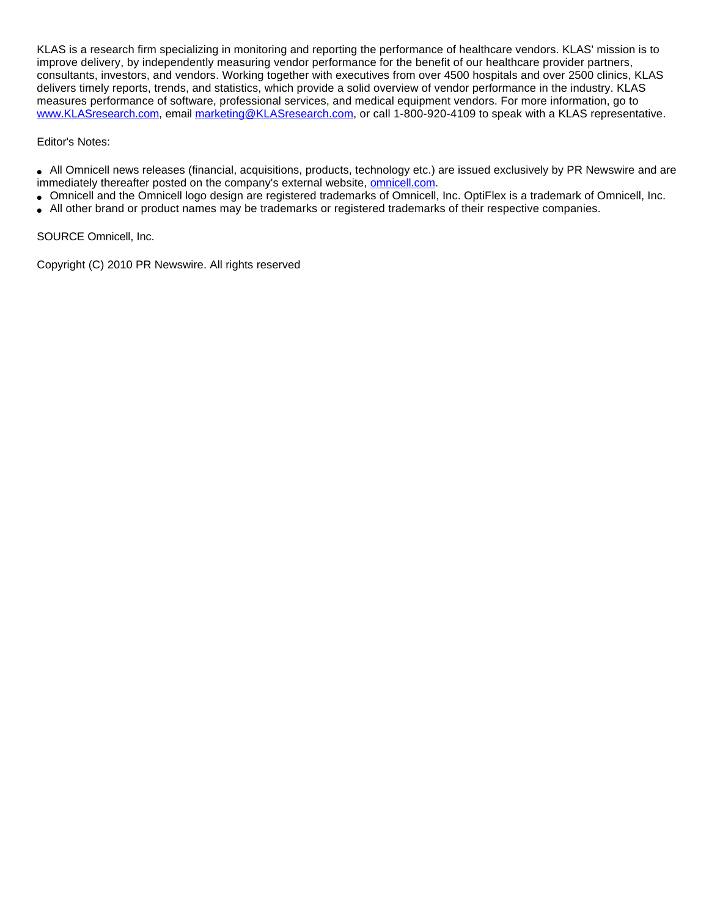KLAS is a research firm specializing in monitoring and reporting the performance of healthcare vendors. KLAS' mission is to improve delivery, by independently measuring vendor performance for the benefit of our healthcare provider partners, consultants, investors, and vendors. Working together with executives from over 4500 hospitals and over 2500 clinics, KLAS delivers timely reports, trends, and statistics, which provide a solid overview of vendor performance in the industry. KLAS measures performance of software, professional services, and medical equipment vendors. For more information, go to www.KLASresearch.com, email marketing@KLASresearch.com, or call 1-800-920-4109 to speak with a KLAS representative.

Editor's Notes:

- All Omnicell news releases (financial, acquisitions, products, technology etc.) are issued exclusively by PR Newswire and are immediately thereafter posted on the company's external website, omnicell.com.
- Omnicell and the Omnicell logo design are registered trademarks of Omnicell, Inc. OptiFlex is a trademark of Omnicell, Inc.
- All other brand or product names may be trademarks or registered trademarks of their respective companies.

SOURCE Omnicell, Inc.

Copyright (C) 2010 PR Newswire. All rights reserved